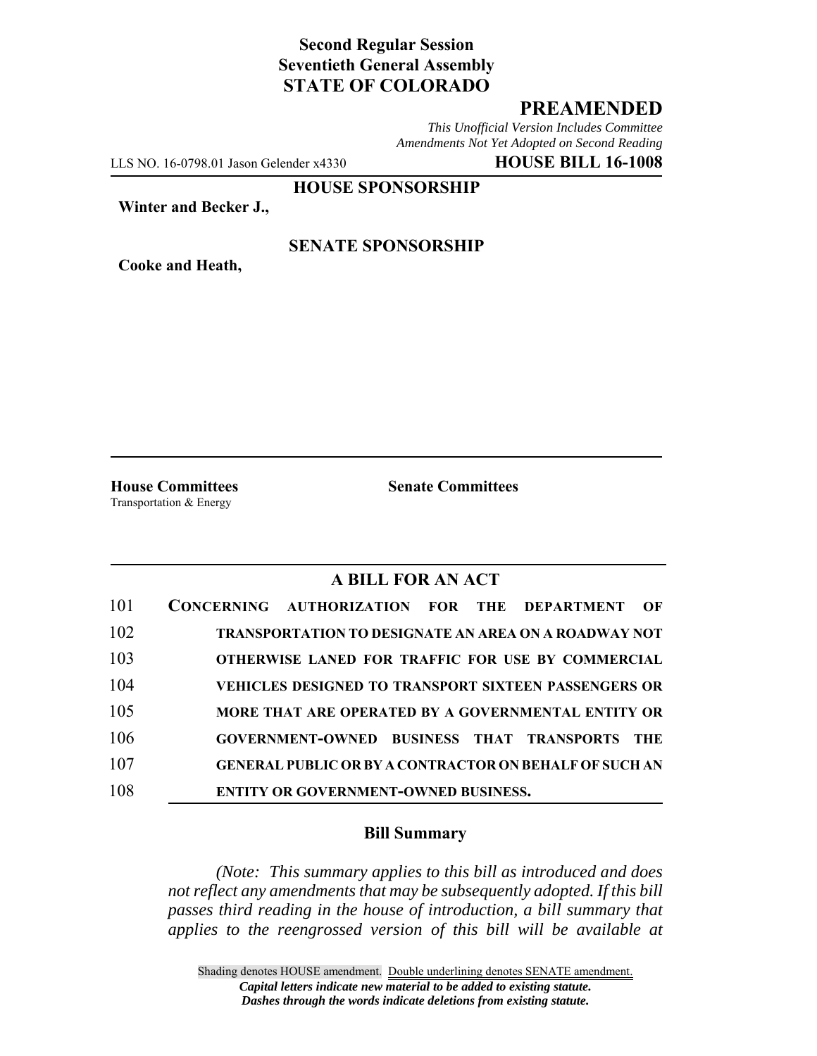**Second Regular Session**
**Seventieth General Assembly**
**STATE OF COLORADO**

# PREAMENDED

*This Unofficial Version Includes Committee Amendments Not Yet Adopted on Second Reading*

LLS NO. 16-0798.01 Jason Gelender x4330 **HOUSE BILL 16-1008**

**HOUSE SPONSORSHIP**

**Winter and Becker J.,**

**SENATE SPONSORSHIP**

**Cooke and Heath,**

**House Committees**
Transportation & Energy

**Senate Committees**

## A BILL FOR AN ACT

101 **CONCERNING AUTHORIZATION FOR THE DEPARTMENT OF**
102 **TRANSPORTATION TO DESIGNATE AN AREA ON A ROADWAY NOT**
103 **OTHERWISE LANED FOR TRAFFIC FOR USE BY COMMERCIAL**
104 **VEHICLES DESIGNED TO TRANSPORT SIXTEEN PASSENGERS OR**
105 **MORE THAT ARE OPERATED BY A GOVERNMENTAL ENTITY OR**
106 **GOVERNMENT-OWNED BUSINESS THAT TRANSPORTS THE**
107 **GENERAL PUBLIC OR BY A CONTRACTOR ON BEHALF OF SUCH AN**
108 **ENTITY OR GOVERNMENT-OWNED BUSINESS.**

### Bill Summary

*(Note: This summary applies to this bill as introduced and does not reflect any amendments that may be subsequently adopted. If this bill passes third reading in the house of introduction, a bill summary that applies to the reengrossed version of this bill will be available at*

Shading denotes HOUSE amendment. Double underlining denotes SENATE amendment.
***Capital letters indicate new material to be added to existing statute.***
***Dashes through the words indicate deletions from existing statute.***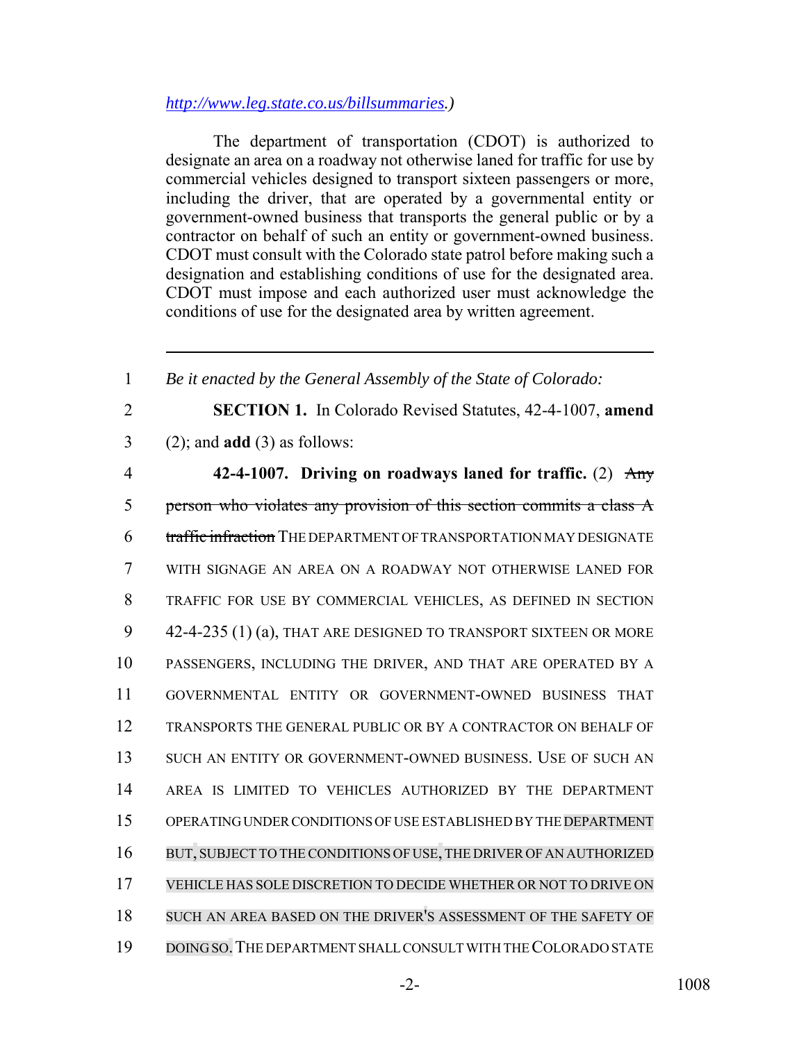*http://www.leg.state.co.us/billsummaries.)*

The department of transportation (CDOT) is authorized to designate an area on a roadway not otherwise laned for traffic for use by commercial vehicles designed to transport sixteen passengers or more, including the driver, that are operated by a governmental entity or government-owned business that transports the general public or by a contractor on behalf of such an entity or government-owned business. CDOT must consult with the Colorado state patrol before making such a designation and establishing conditions of use for the designated area. CDOT must impose and each authorized user must acknowledge the conditions of use for the designated area by written agreement.

---

1 *Be it enacted by the General Assembly of the State of Colorado:*

2 **SECTION 1.** In Colorado Revised Statutes, 42-4-1007, **amend**
3 (2); and **add** (3) as follows:

4 **42-4-1007. Driving on roadways laned for traffic.** (2) ~~Any~~
5 ~~person who violates any provision of this section commits a class A~~
6 ~~traffic infraction~~ THE DEPARTMENT OF TRANSPORTATION MAY DESIGNATE
7 WITH SIGNAGE AN AREA ON A ROADWAY NOT OTHERWISE LANED FOR
8 TRAFFIC FOR USE BY COMMERCIAL VEHICLES, AS DEFINED IN SECTION
9 42-4-235 (1) (a), THAT ARE DESIGNED TO TRANSPORT SIXTEEN OR MORE
10 PASSENGERS, INCLUDING THE DRIVER, AND THAT ARE OPERATED BY A
11 GOVERNMENTAL ENTITY OR GOVERNMENT-OWNED BUSINESS THAT
12 TRANSPORTS THE GENERAL PUBLIC OR BY A CONTRACTOR ON BEHALF OF
13 SUCH AN ENTITY OR GOVERNMENT-OWNED BUSINESS. USE OF SUCH AN
14 AREA IS LIMITED TO VEHICLES AUTHORIZED BY THE DEPARTMENT
15 OPERATING UNDER CONDITIONS OF USE ESTABLISHED BY THE DEPARTMENT
16 BUT, SUBJECT TO THE CONDITIONS OF USE, THE DRIVER OF AN AUTHORIZED
17 VEHICLE HAS SOLE DISCRETION TO DECIDE WHETHER OR NOT TO DRIVE ON
18 SUCH AN AREA BASED ON THE DRIVER'S ASSESSMENT OF THE SAFETY OF
19 DOING SO. THE DEPARTMENT SHALL CONSULT WITH THE COLORADO STATE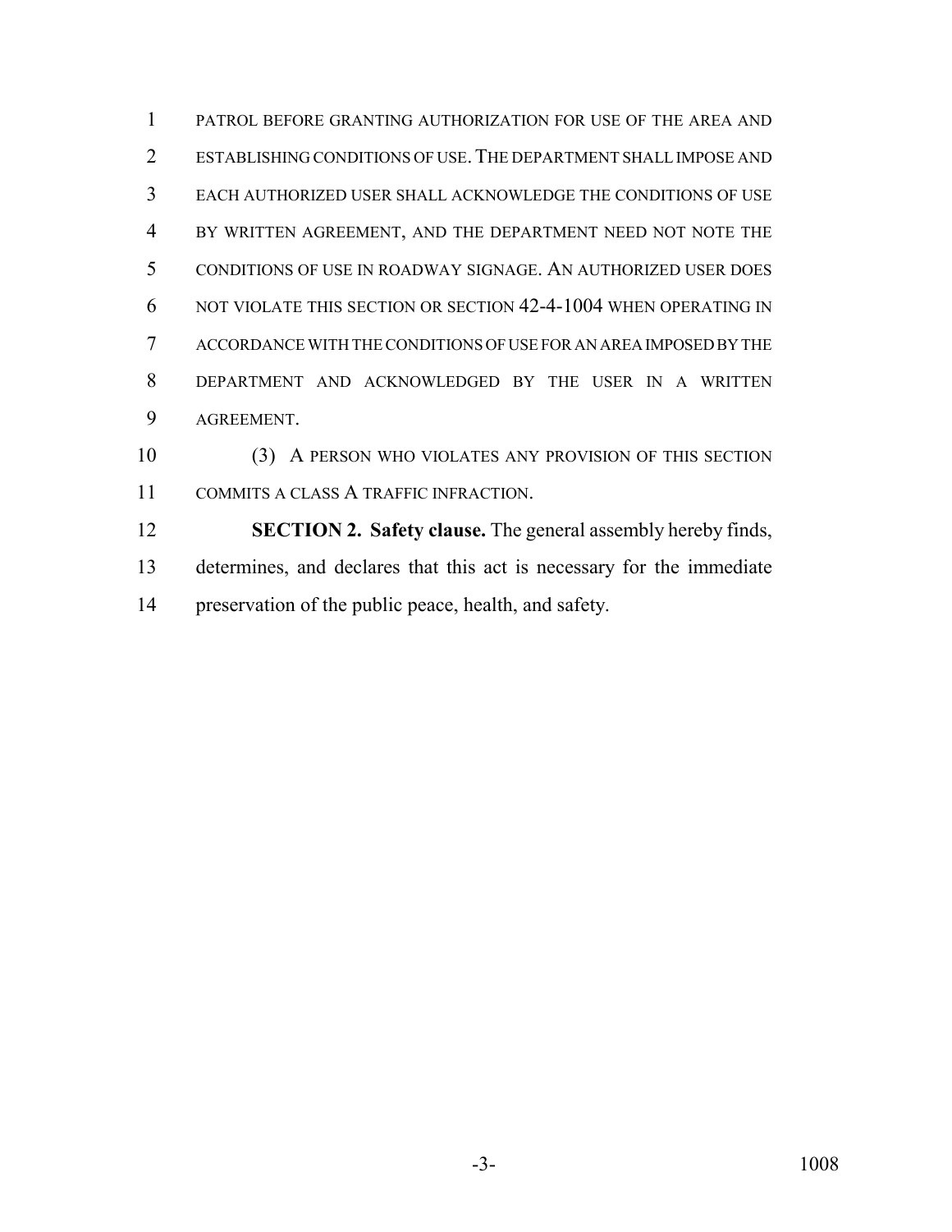PATROL BEFORE GRANTING AUTHORIZATION FOR USE OF THE AREA AND ESTABLISHING CONDITIONS OF USE. THE DEPARTMENT SHALL IMPOSE AND EACH AUTHORIZED USER SHALL ACKNOWLEDGE THE CONDITIONS OF USE BY WRITTEN AGREEMENT, AND THE DEPARTMENT NEED NOT NOTE THE CONDITIONS OF USE IN ROADWAY SIGNAGE. AN AUTHORIZED USER DOES NOT VIOLATE THIS SECTION OR SECTION 42-4-1004 WHEN OPERATING IN ACCORDANCE WITH THE CONDITIONS OF USE FOR AN AREA IMPOSED BY THE DEPARTMENT AND ACKNOWLEDGED BY THE USER IN A WRITTEN AGREEMENT.

(3) A PERSON WHO VIOLATES ANY PROVISION OF THIS SECTION COMMITS A CLASS A TRAFFIC INFRACTION.

**SECTION 2. Safety clause.** The general assembly hereby finds, determines, and declares that this act is necessary for the immediate preservation of the public peace, health, and safety.